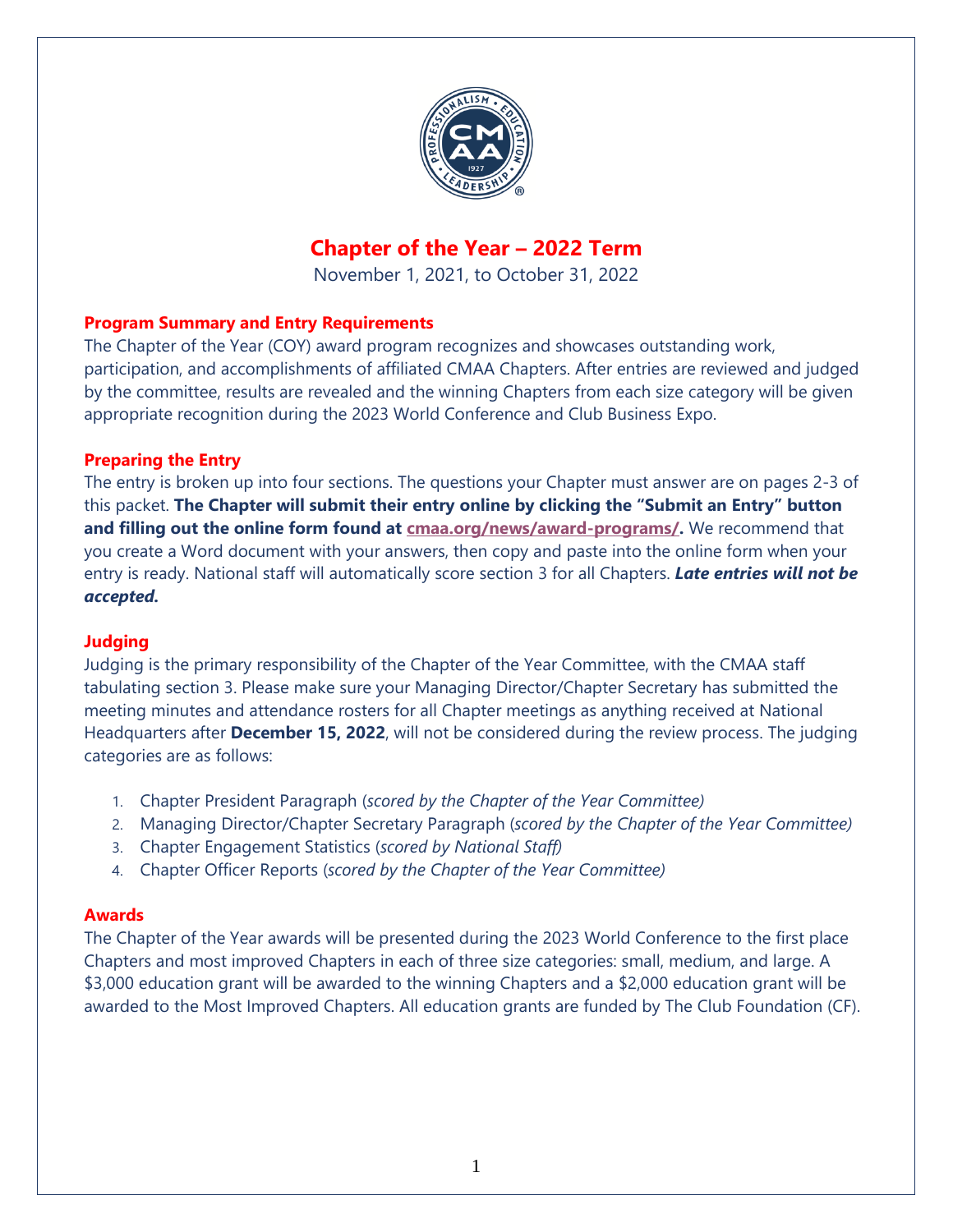# Chapter of the Year – 2022 Term

November 1, 2021, to October 31, 2022

## Program Summary and Entry Requirements

The Chapter of the Year (COY) award program recognizes and showcases outstanding work, participation, and accomplishments of affiliated CMAA Chapters. After entries are reviewed and judged by the committee, results are revealed and the winning Chapters from each size category will be given appropriate recognition during the 2023 World Conference and Club Business Expo.

## Preparing the Entry

The entry is broken up into four sections. The questions your Chapter must answer are on pages 2-3 of this packet. **The Chapter will submit their entry online by clicking the "Submit an Entry" button and filling out the online form found at cmaa.org/news/award-programs/.** We recommend that you create a Word document with your answers, then copy and paste into the online form when your entry is ready. National staff will automatically score section 3 for all Chapters. ***Late entries will not be accepted.***

## Judging

Judging is the primary responsibility of the Chapter of the Year Committee, with the CMAA staff tabulating section 3. Please make sure your Managing Director/Chapter Secretary has submitted the meeting minutes and attendance rosters for all Chapter meetings as anything received at National Headquarters after **December 15, 2022**, will not be considered during the review process. The judging categories are as follows:

1. Chapter President Paragraph (*scored by the Chapter of the Year Committee)*
2. Managing Director/Chapter Secretary Paragraph (*scored by the Chapter of the Year Committee)*
3. Chapter Engagement Statistics (*scored by National Staff)*
4. Chapter Officer Reports (*scored by the Chapter of the Year Committee)*

## Awards

The Chapter of the Year awards will be presented during the 2023 World Conference to the first place Chapters and most improved Chapters in each of three size categories: small, medium, and large. A $3,000 education grant will be awarded to the winning Chapters and a $2,000 education grant will be awarded to the Most Improved Chapters. All education grants are funded by The Club Foundation (CF).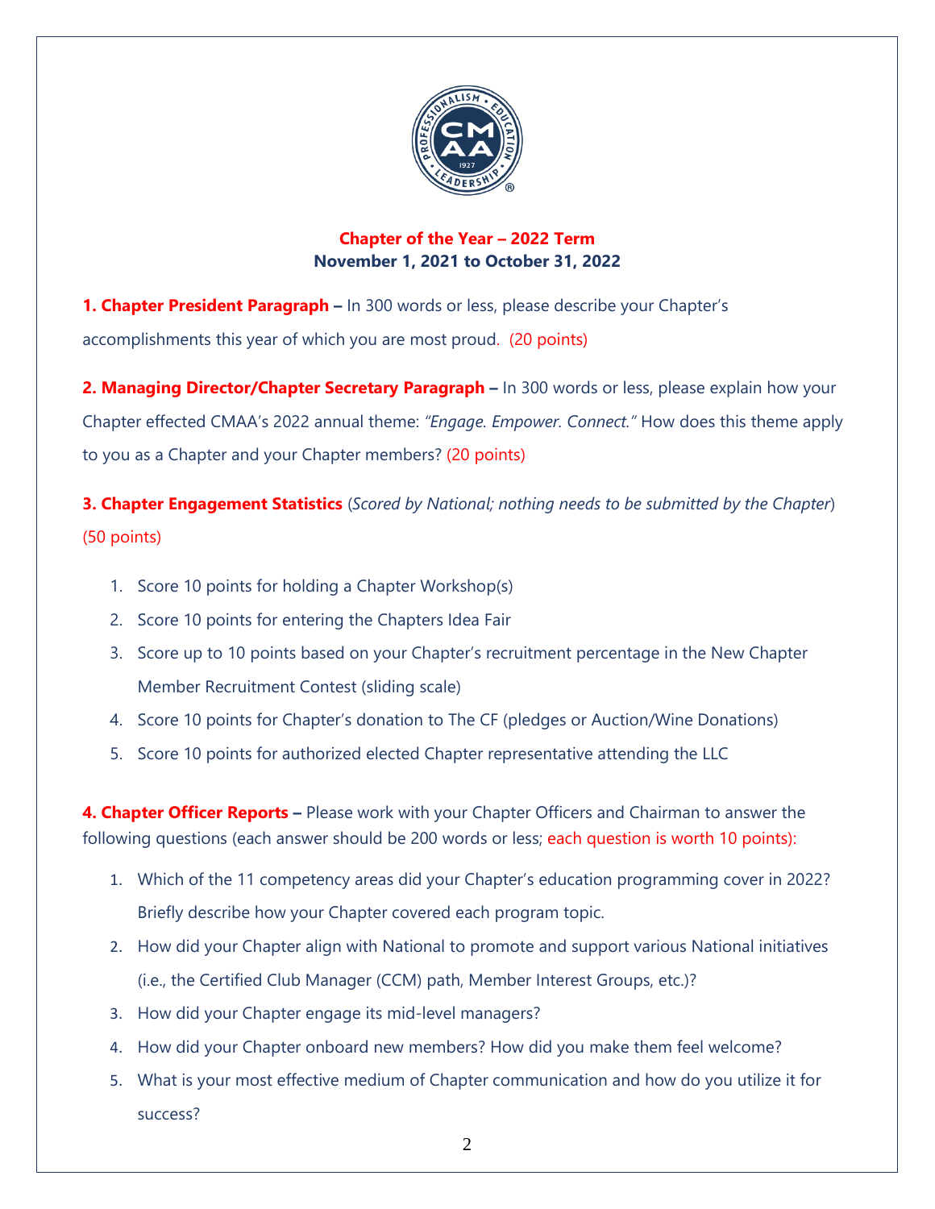## Chapter of the Year – 2022 Term
**November 1, 2021 to October 31, 2022**

**1. Chapter President Paragraph –** In 300 words or less, please describe your Chapter's accomplishments this year of which you are most proud. (20 points)

**2. Managing Director/Chapter Secretary Paragraph –** In 300 words or less, please explain how your Chapter effected CMAA's 2022 annual theme: *"Engage. Empower. Connect."* How does this theme apply to you as a Chapter and your Chapter members? (20 points)

**3. Chapter Engagement Statistics** (*Scored by National; nothing needs to be submitted by the Chapter*) (50 points)

1. Score 10 points for holding a Chapter Workshop(s)
2. Score 10 points for entering the Chapters Idea Fair
3. Score up to 10 points based on your Chapter's recruitment percentage in the New Chapter Member Recruitment Contest (sliding scale)
4. Score 10 points for Chapter's donation to The CF (pledges or Auction/Wine Donations)
5. Score 10 points for authorized elected Chapter representative attending the LLC

**4. Chapter Officer Reports –** Please work with your Chapter Officers and Chairman to answer the following questions (each answer should be 200 words or less; each question is worth 10 points):

1. Which of the 11 competency areas did your Chapter's education programming cover in 2022? Briefly describe how your Chapter covered each program topic.
2. How did your Chapter align with National to promote and support various National initiatives (i.e., the Certified Club Manager (CCM) path, Member Interest Groups, etc.)?
3. How did your Chapter engage its mid-level managers?
4. How did your Chapter onboard new members? How did you make them feel welcome?
5. What is your most effective medium of Chapter communication and how do you utilize it for success?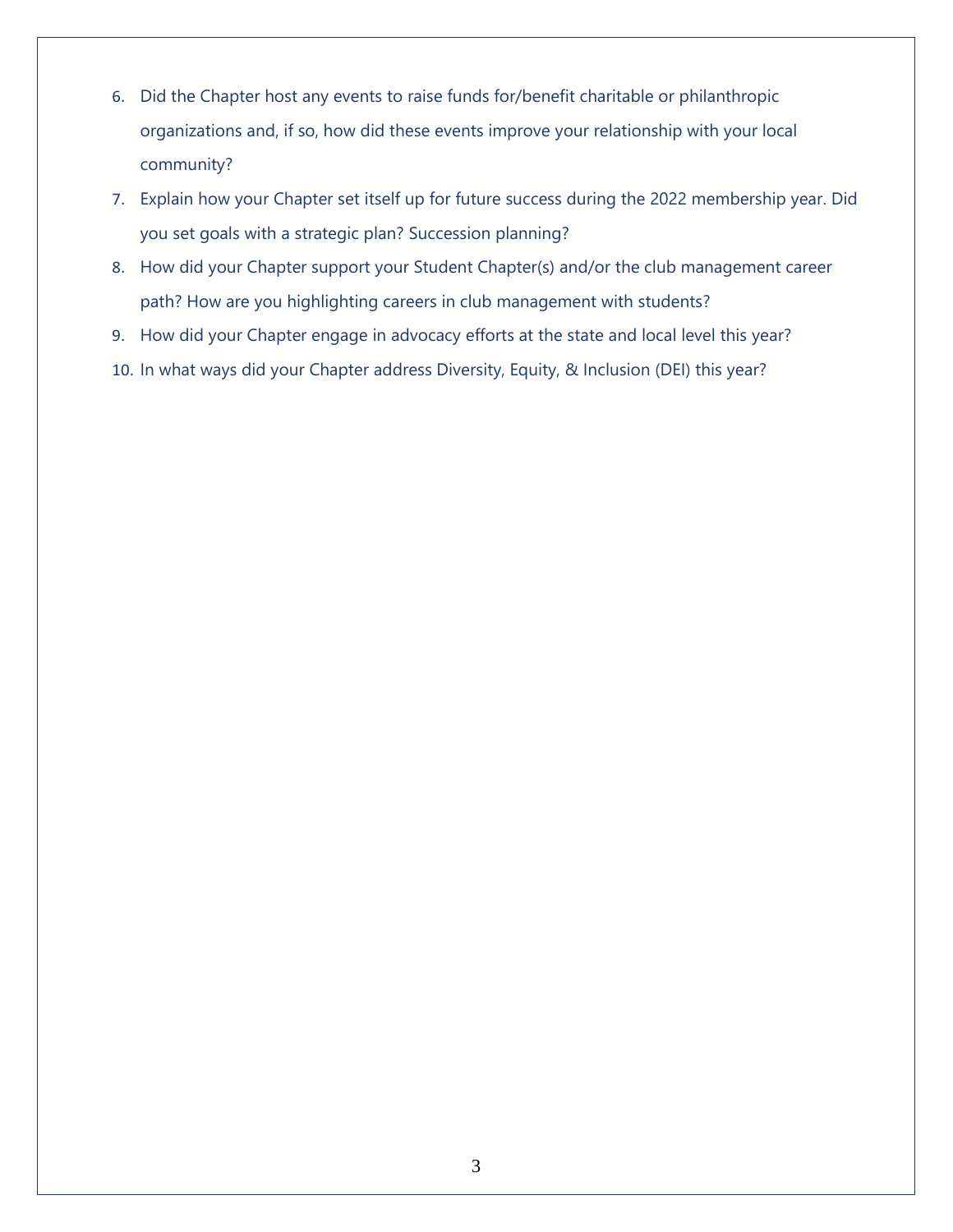6. Did the Chapter host any events to raise funds for/benefit charitable or philanthropic organizations and, if so, how did these events improve your relationship with your local community?
7. Explain how your Chapter set itself up for future success during the 2022 membership year. Did you set goals with a strategic plan? Succession planning?
8. How did your Chapter support your Student Chapter(s) and/or the club management career path? How are you highlighting careers in club management with students?
9. How did your Chapter engage in advocacy efforts at the state and local level this year?
10. In what ways did your Chapter address Diversity, Equity, & Inclusion (DEI) this year?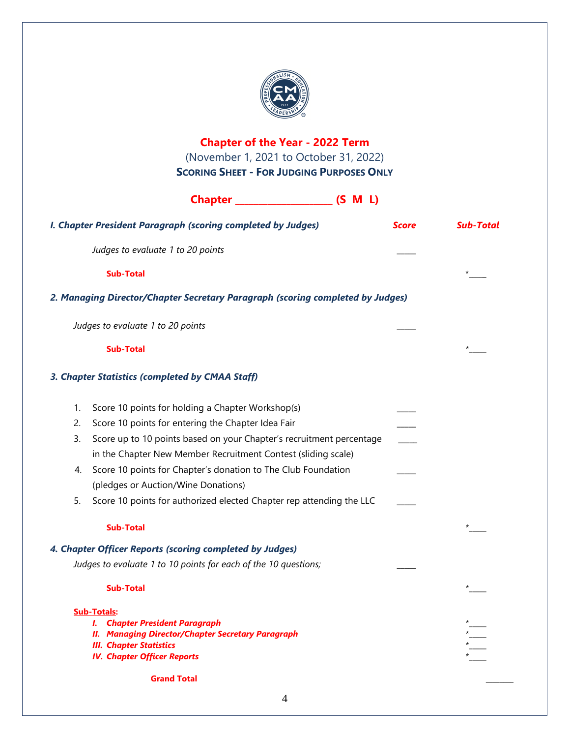# Chapter of the Year - 2022 Term

(November 1, 2021 to October 31, 2022)

**SCORING SHEET - FOR JUDGING PURPOSES ONLY**

**Chapter ___________________ (S M L)**

| | Score | Sub-Total |
|---|---|---|
| ***I. Chapter President Paragraph (scoring completed by Judges)*** | | |
| *Judges to evaluate 1 to 20 points* | _____ | |
| **Sub-Total** | | *_____ |
| ***2. Managing Director/Chapter Secretary Paragraph (scoring completed by Judges)*** | | |
| *Judges to evaluate 1 to 20 points* | _____ | |
| **Sub-Total** | | *_____ |
| ***3. Chapter Statistics (completed by CMAA Staff)*** | | |
| 1. Score 10 points for holding a Chapter Workshop(s) | _____ | |
| 2. Score 10 points for entering the Chapter Idea Fair | _____ | |
| 3. Score up to 10 points based on your Chapter's recruitment percentage in the Chapter New Member Recruitment Contest (sliding scale) | _____ | |
| 4. Score 10 points for Chapter's donation to The Club Foundation (pledges or Auction/Wine Donations) | _____ | |
| 5. Score 10 points for authorized elected Chapter rep attending the LLC | _____ | |
| **Sub-Total** | | *_____ |
| ***4. Chapter Officer Reports (scoring completed by Judges)*** | | |
| *Judges to evaluate 1 to 10 points for each of the 10 questions;* | _____ | |
| **Sub-Total** | | *_____ |

**Sub-Totals:**

| | |
|---|---|
| ***I. Chapter President Paragraph*** | *_____ |
| ***II. Managing Director/Chapter Secretary Paragraph*** | *_____ |
| ***III. Chapter Statistics*** | *_____ |
| ***IV. Chapter Officer Reports*** | *_____ |
| **Grand Total** | _______ |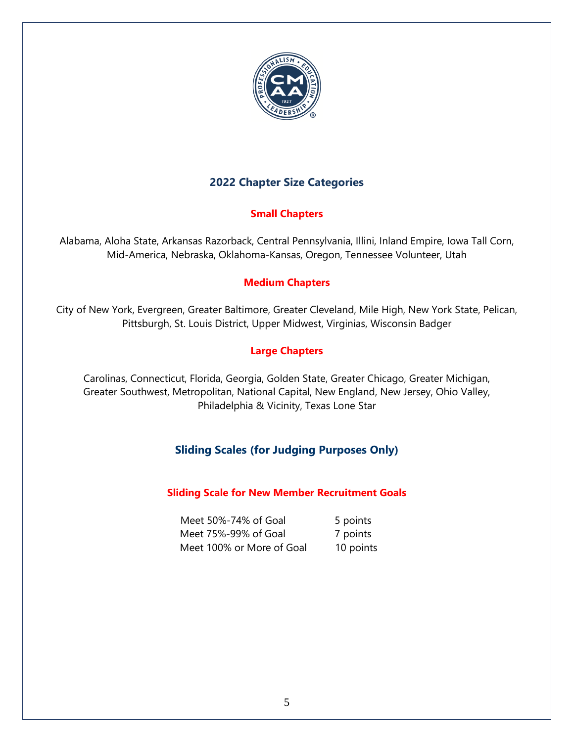## 2022 Chapter Size Categories

### Small Chapters

Alabama, Aloha State, Arkansas Razorback, Central Pennsylvania, Illini, Inland Empire, Iowa Tall Corn, Mid-America, Nebraska, Oklahoma-Kansas, Oregon, Tennessee Volunteer, Utah

### Medium Chapters

City of New York, Evergreen, Greater Baltimore, Greater Cleveland, Mile High, New York State, Pelican, Pittsburgh, St. Louis District, Upper Midwest, Virginias, Wisconsin Badger

### Large Chapters

Carolinas, Connecticut, Florida, Georgia, Golden State, Greater Chicago, Greater Michigan, Greater Southwest, Metropolitan, National Capital, New England, New Jersey, Ohio Valley, Philadelphia & Vicinity, Texas Lone Star

## Sliding Scales (for Judging Purposes Only)

### Sliding Scale for New Member Recruitment Goals

| | |
|---|---|
| Meet 50%-74% of Goal | 5 points |
| Meet 75%-99% of Goal | 7 points |
| Meet 100% or More of Goal | 10 points |